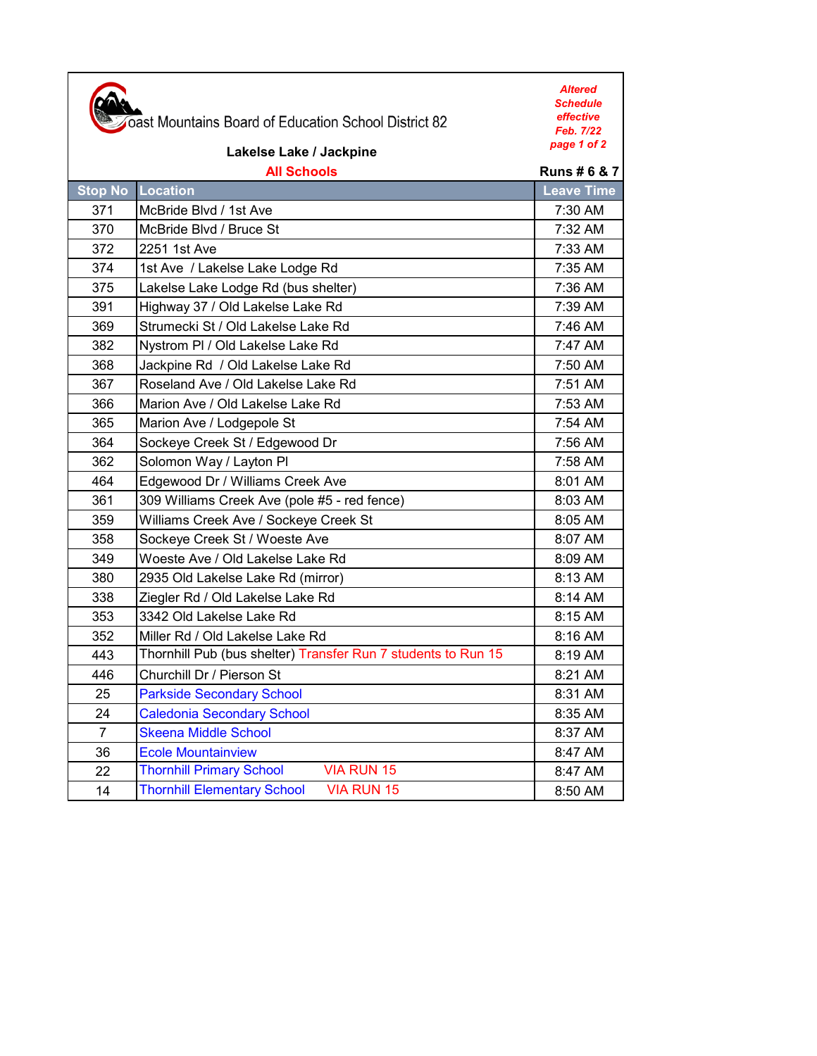# Coast Mountains Board of Education School District 82

***Altered Schedule effective Feb. 7/22***

## Lakelse Lake / Jackpine

**All Schools**

**Runs # 6 & 7**

| Stop No | Location | Leave Time |
|---|---|---|
| 371 | McBride Blvd / 1st Ave | 7:30 AM |
| 370 | McBride Blvd / Bruce St | 7:32 AM |
| 372 | 2251 1st Ave | 7:33 AM |
| 374 | 1st Ave / Lakelse Lake Lodge Rd | 7:35 AM |
| 375 | Lakelse Lake Lodge Rd (bus shelter) | 7:36 AM |
| 391 | Highway 37 / Old Lakelse Lake Rd | 7:39 AM |
| 369 | Strumecki St / Old Lakelse Lake Rd | 7:46 AM |
| 382 | Nystrom Pl / Old Lakelse Lake Rd | 7:47 AM |
| 368 | Jackpine Rd / Old Lakelse Lake Rd | 7:50 AM |
| 367 | Roseland Ave / Old Lakelse Lake Rd | 7:51 AM |
| 366 | Marion Ave / Old Lakelse Lake Rd | 7:53 AM |
| 365 | Marion Ave / Lodgepole St | 7:54 AM |
| 364 | Sockeye Creek St / Edgewood Dr | 7:56 AM |
| 362 | Solomon Way / Layton Pl | 7:58 AM |
| 464 | Edgewood Dr / Williams Creek Ave | 8:01 AM |
| 361 | 309 Williams Creek Ave (pole #5 - red fence) | 8:03 AM |
| 359 | Williams Creek Ave / Sockeye Creek St | 8:05 AM |
| 358 | Sockeye Creek St / Woeste Ave | 8:07 AM |
| 349 | Woeste Ave / Old Lakelse Lake Rd | 8:09 AM |
| 380 | 2935 Old Lakelse Lake Rd (mirror) | 8:13 AM |
| 338 | Ziegler Rd / Old Lakelse Lake Rd | 8:14 AM |
| 353 | 3342 Old Lakelse Lake Rd | 8:15 AM |
| 352 | Miller Rd / Old Lakelse Lake Rd | 8:16 AM |
| 443 | Thornhill Pub (bus shelter) Transfer Run 7 students to Run 15 | 8:19 AM |
| 446 | Churchill Dr / Pierson St | 8:21 AM |
| 25 | Parkside Secondary School | 8:31 AM |
| 24 | Caledonia Secondary School | 8:35 AM |
| 7 | Skeena Middle School | 8:37 AM |
| 36 | Ecole Mountainview | 8:47 AM |
| 22 | Thornhill Primary School VIA RUN 15 | 8:47 AM |
| 14 | Thornhill Elementary School VIA RUN 15 | 8:50 AM |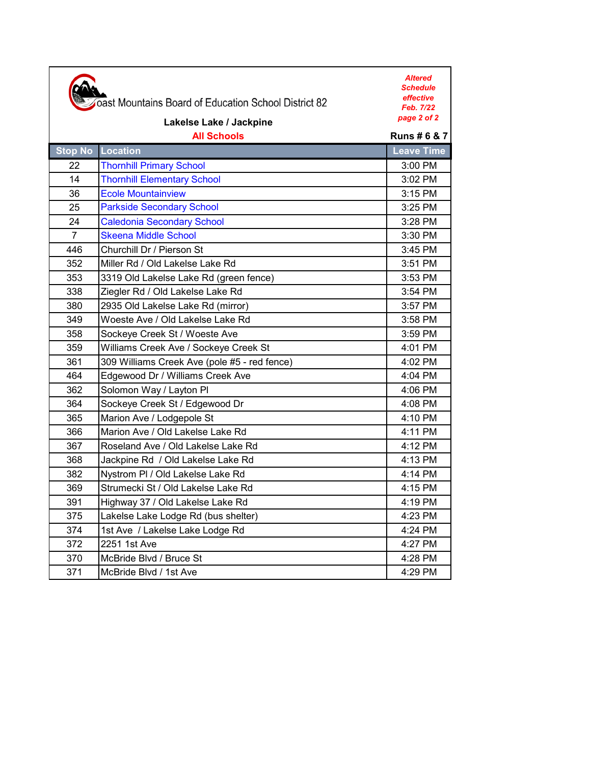Coast Mountains Board of Education School District 82

*Altered Schedule effective Feb. 7/22*

**Lakelse Lake / Jackpine**

**All Schools**

**Runs # 6 & 7**

| Stop No | Location | Leave Time |
|---|---|---|
| 22 | Thornhill Primary School | 3:00 PM |
| 14 | Thornhill Elementary School | 3:02 PM |
| 36 | Ecole Mountainview | 3:15 PM |
| 25 | Parkside Secondary School | 3:25 PM |
| 24 | Caledonia Secondary School | 3:28 PM |
| 7 | Skeena Middle School | 3:30 PM |
| 446 | Churchill Dr / Pierson St | 3:45 PM |
| 352 | Miller Rd / Old Lakelse Lake Rd | 3:51 PM |
| 353 | 3319 Old Lakelse Lake Rd (green fence) | 3:53 PM |
| 338 | Ziegler Rd / Old Lakelse Lake Rd | 3:54 PM |
| 380 | 2935 Old Lakelse Lake Rd (mirror) | 3:57 PM |
| 349 | Woeste Ave / Old Lakelse Lake Rd | 3:58 PM |
| 358 | Sockeye Creek St / Woeste Ave | 3:59 PM |
| 359 | Williams Creek Ave / Sockeye Creek St | 4:01 PM |
| 361 | 309 Williams Creek Ave (pole #5 - red fence) | 4:02 PM |
| 464 | Edgewood Dr / Williams Creek Ave | 4:04 PM |
| 362 | Solomon Way / Layton Pl | 4:06 PM |
| 364 | Sockeye Creek St / Edgewood Dr | 4:08 PM |
| 365 | Marion Ave / Lodgepole St | 4:10 PM |
| 366 | Marion Ave / Old Lakelse Lake Rd | 4:11 PM |
| 367 | Roseland Ave / Old Lakelse Lake Rd | 4:12 PM |
| 368 | Jackpine Rd / Old Lakelse Lake Rd | 4:13 PM |
| 382 | Nystrom Pl / Old Lakelse Lake Rd | 4:14 PM |
| 369 | Strumecki St / Old Lakelse Lake Rd | 4:15 PM |
| 391 | Highway 37 / Old Lakelse Lake Rd | 4:19 PM |
| 375 | Lakelse Lake Lodge Rd (bus shelter) | 4:23 PM |
| 374 | 1st Ave / Lakelse Lake Lodge Rd | 4:24 PM |
| 372 | 2251 1st Ave | 4:27 PM |
| 370 | McBride Blvd / Bruce St | 4:28 PM |
| 371 | McBride Blvd / 1st Ave | 4:29 PM |